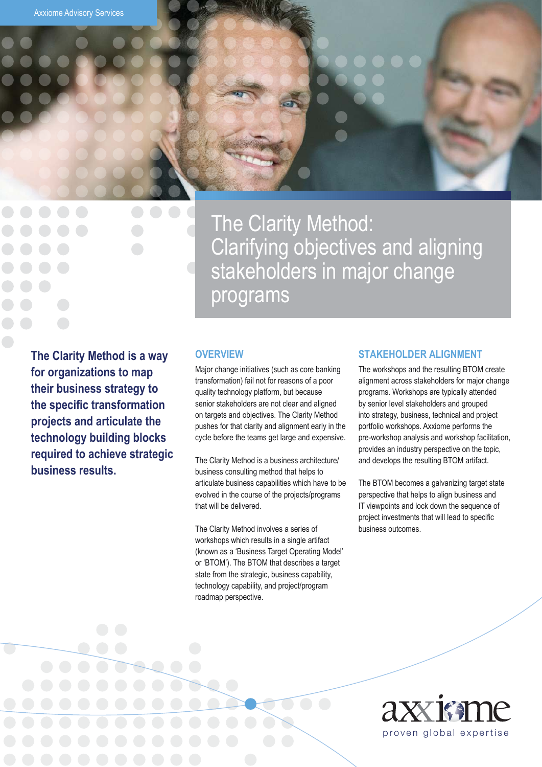Axxiome Advisory Services

# The Clarity Method: Clarifying objectives and aligning stakeholders in major change programs

**The Clarity Method is a way for organizations to map their business strategy to the specific transformation projects and articulate the technology building blocks required to achieve strategic business results.**

## OVERVIEW

Major change initiatives (such as core banking transformation) fail not for reasons of a poor quality technology platform, but because senior stakeholders are not clear and aligned on targets and objectives. The Clarity Method pushes for that clarity and alignment early in the cycle before the teams get large and expensive.

The Clarity Method is a business architecture/ business consulting method that helps to articulate business capabilities which have to be evolved in the course of the projects/programs that will be delivered.

The Clarity Method involves a series of workshops which results in a single artifact (known as a 'Business Target Operating Model' or 'BTOM'). The BTOM that describes a target state from the strategic, business capability, technology capability, and project/program roadmap perspective.

## STAKEHOLDER ALIGNMENT

The workshops and the resulting BTOM create alignment across stakeholders for major change programs. Workshops are typically attended by senior level stakeholders and grouped into strategy, business, technical and project portfolio workshops. Axxiome performs the pre-workshop analysis and workshop facilitation, provides an industry perspective on the topic, and develops the resulting BTOM artifact.

The BTOM becomes a galvanizing target state perspective that helps to align business and IT viewpoints and lock down the sequence of project investments that will lead to specific business outcomes.

axxiome
proven global expertise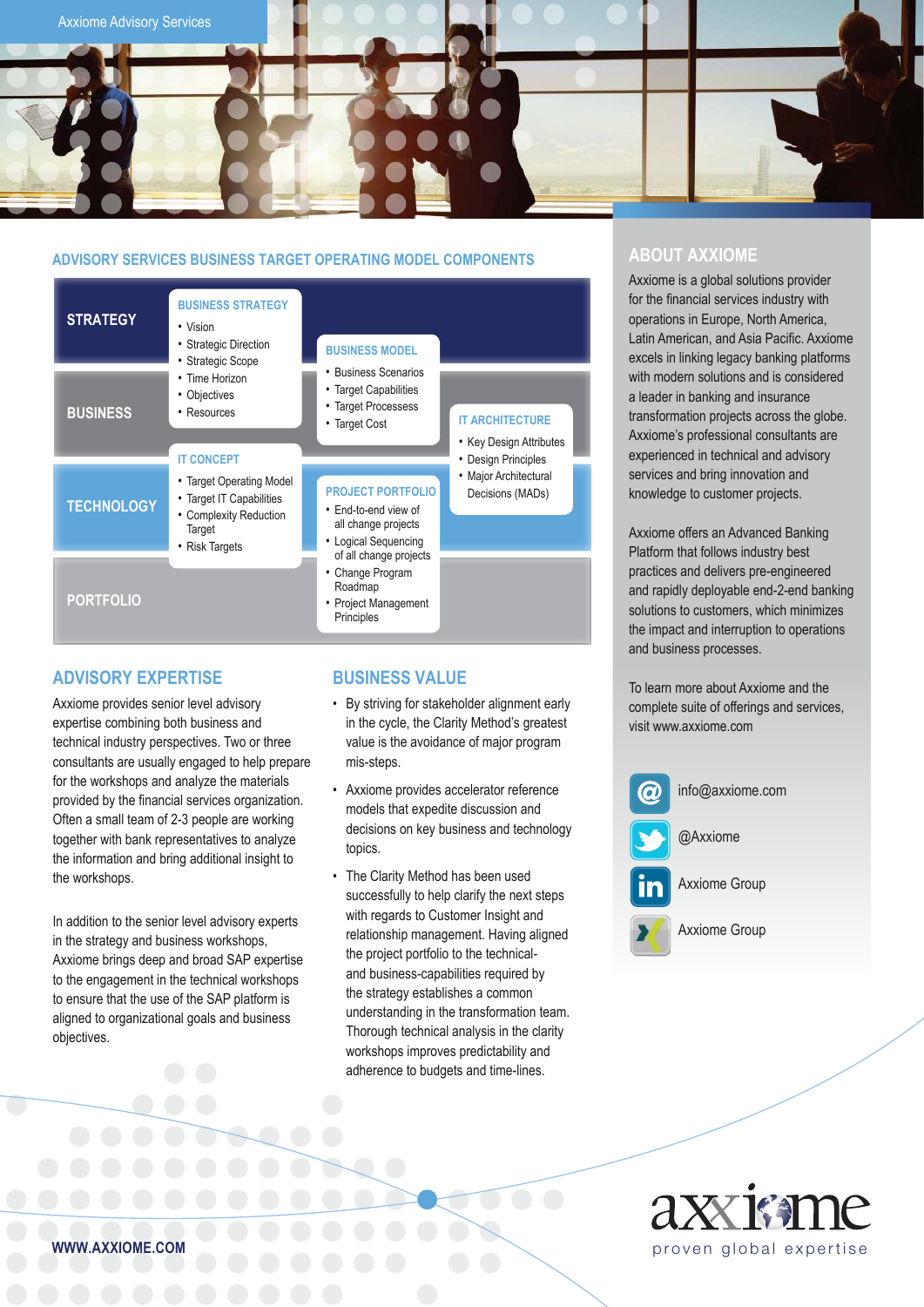Axxiome Advisory Services

## ADVISORY SERVICES BUSINESS TARGET OPERATING MODEL COMPONENTS

**STRATEGY**

**BUSINESS**

**TECHNOLOGY**

**PORTFOLIO**

**BUSINESS STRATEGY**
- Vision
- Strategic Direction
- Strategic Scope
- Time Horizon
- Objectives
- Resources

**BUSINESS MODEL**
- Business Scenarios
- Target Capabilities
- Target Processess
- Target Cost

**IT ARCHITECTURE**
- Key Design Attributes
- Design Principles
- Major Architectural Decisions (MADs)

**IT CONCEPT**
- Target Operating Model
- Target IT Capabilities
- Complexity Reduction Target
- Risk Targets

**PROJECT PORTFOLIO**
- End-to-end view of all change projects
- Logical Sequencing of all change projects
- Change Program Roadmap
- Project Management Principles

## ADVISORY EXPERTISE

Axxiome provides senior level advisory expertise combining both business and technical industry perspectives. Two or three consultants are usually engaged to help prepare for the workshops and analyze the materials provided by the financial services organization. Often a small team of 2-3 people are working together with bank representatives to analyze the information and bring additional insight to the workshops.

In addition to the senior level advisory experts in the strategy and business workshops, Axxiome brings deep and broad SAP expertise to the engagement in the technical workshops to ensure that the use of the SAP platform is aligned to organizational goals and business objectives.

## BUSINESS VALUE

- By striving for stakeholder alignment early in the cycle, the Clarity Method's greatest value is the avoidance of major program mis-steps.
- Axxiome provides accelerator reference models that expedite discussion and decisions on key business and technology topics.
- The Clarity Method has been used successfully to help clarify the next steps with regards to Customer Insight and relationship management. Having aligned the project portfolio to the technical- and business-capabilities required by the strategy establishes a common understanding in the transformation team. Thorough technical analysis in the clarity workshops improves predictability and adherence to budgets and time-lines.

## ABOUT AXXIOME

Axxiome is a global solutions provider for the financial services industry with operations in Europe, North America, Latin American, and Asia Pacific. Axxiome excels in linking legacy banking platforms with modern solutions and is considered a leader in banking and insurance transformation projects across the globe. Axxiome's professional consultants are experienced in technical and advisory services and bring innovation and knowledge to customer projects.

Axxiome offers an Advanced Banking Platform that follows industry best practices and delivers pre-engineered and rapidly deployable end-2-end banking solutions to customers, which minimizes the impact and interruption to operations and business processes.

To learn more about Axxiome and the complete suite of offerings and services, visit www.axxiome.com

info@axxiome.com

@Axxiome

Axxiome Group

Axxiome Group

**WWW.AXXIOME.COM**

axxiome
proven global expertise